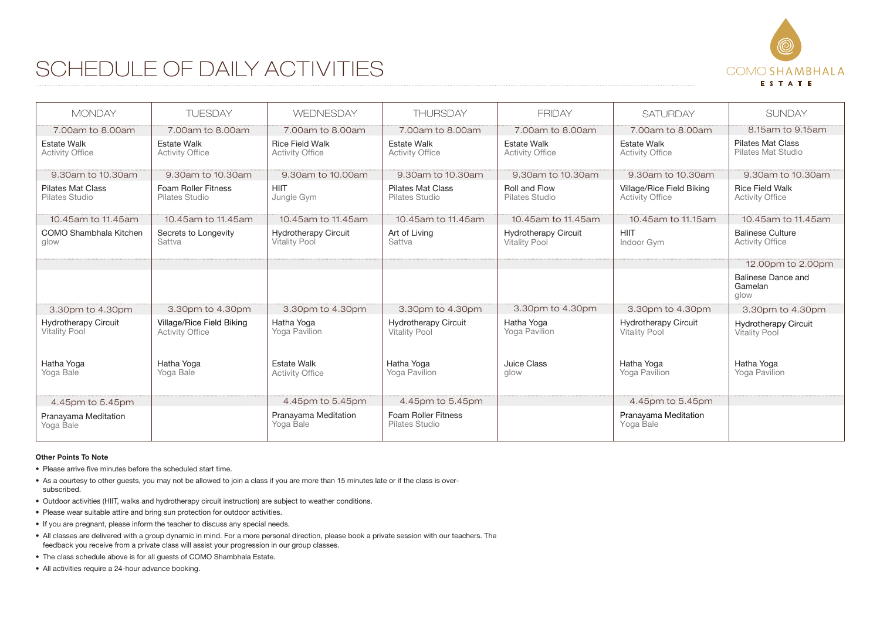# SCHEDULE OF DAILY ACTIVITIES

COMO SHAMBHALA ESTATE

| MONDAY | TUESDAY | WEDNESDAY | THURSDAY | FRIDAY | SATURDAY | SUNDAY |
|---|---|---|---|---|---|---|
| 7.00am to 8.00am | 7.00am to 8.00am | 7.00am to 8.00am | 7.00am to 8.00am | 7.00am to 8.00am | 7.00am to 8.00am | 8.15am to 9.15am |
| Estate Walk<br>Activity Office | Estate Walk<br>Activity Office | Rice Field Walk<br>Activity Office | Estate Walk<br>Activity Office | Estate Walk<br>Activity Office | Estate Walk<br>Activity Office | Pilates Mat Class<br>Pilates Mat Studio |
| 9.30am to 10.30am | 9.30am to 10.30am | 9.30am to 10.00am | 9.30am to 10.30am | 9.30am to 10.30am | 9.30am to 10.30am | 9.30am to 10.30am |
| Pilates Mat Class<br>Pilates Studio | Foam Roller Fitness<br>Pilates Studio | HIIT<br>Jungle Gym | Pilates Mat Class<br>Pilates Studio | Roll and Flow<br>Pilates Studio | Village/Rice Field Biking<br>Activity Office | Rice Field Walk<br>Activity Office |
| 10.45am to 11.45am | 10.45am to 11.45am | 10.45am to 11.45am | 10.45am to 11.45am | 10.45am to 11.45am | 10.45am to 11.15am | 10.45am to 11.45am |
| COMO Shambhala Kitchen<br>glow | Secrets to Longevity<br>Sattva | Hydrotherapy Circuit<br>Vitality Pool | Art of Living<br>Sattva | Hydrotherapy Circuit<br>Vitality Pool | HIIT<br>Indoor Gym | Balinese Culture<br>Activity Office |
| | | | | | | 12.00pm to 2.00pm |
| | | | | | | Balinese Dance and Gamelan<br>glow |
| 3.30pm to 4.30pm | 3.30pm to 4.30pm | 3.30pm to 4.30pm | 3.30pm to 4.30pm | 3.30pm to 4.30pm | 3.30pm to 4.30pm | 3.30pm to 4.30pm |
| Hydrotherapy Circuit<br>Vitality Pool | Village/Rice Field Biking<br>Activity Office | Hatha Yoga<br>Yoga Pavilion | Hydrotherapy Circuit<br>Vitality Pool | Hatha Yoga<br>Yoga Pavilion | Hydrotherapy Circuit<br>Vitality Pool | Hydrotherapy Circuit<br>Vitality Pool |
| Hatha Yoga<br>Yoga Bale | Hatha Yoga<br>Yoga Bale | Estate Walk<br>Activity Office | Hatha Yoga<br>Yoga Pavilion | Juice Class<br>glow | Hatha Yoga<br>Yoga Pavilion | Hatha Yoga<br>Yoga Pavilion |
| 4.45pm to 5.45pm | | 4.45pm to 5.45pm | 4.45pm to 5.45pm | | 4.45pm to 5.45pm | |
| Pranayama Meditation<br>Yoga Bale | | Pranayama Meditation<br>Yoga Bale | Foam Roller Fitness<br>Pilates Studio | | Pranayama Meditation<br>Yoga Bale | |

**Other Points To Note**

- Please arrive five minutes before the scheduled start time.
- As a courtesy to other guests, you may not be allowed to join a class if you are more than 15 minutes late or if the class is over-subscribed.
- Outdoor activities (HIIT, walks and hydrotherapy circuit instruction) are subject to weather conditions.
- Please wear suitable attire and bring sun protection for outdoor activities.
- If you are pregnant, please inform the teacher to discuss any special needs.
- All classes are delivered with a group dynamic in mind. For a more personal direction, please book a private session with our teachers. The feedback you receive from a private class will assist your progression in our group classes.
- The class schedule above is for all guests of COMO Shambhala Estate.
- All activities require a 24-hour advance booking.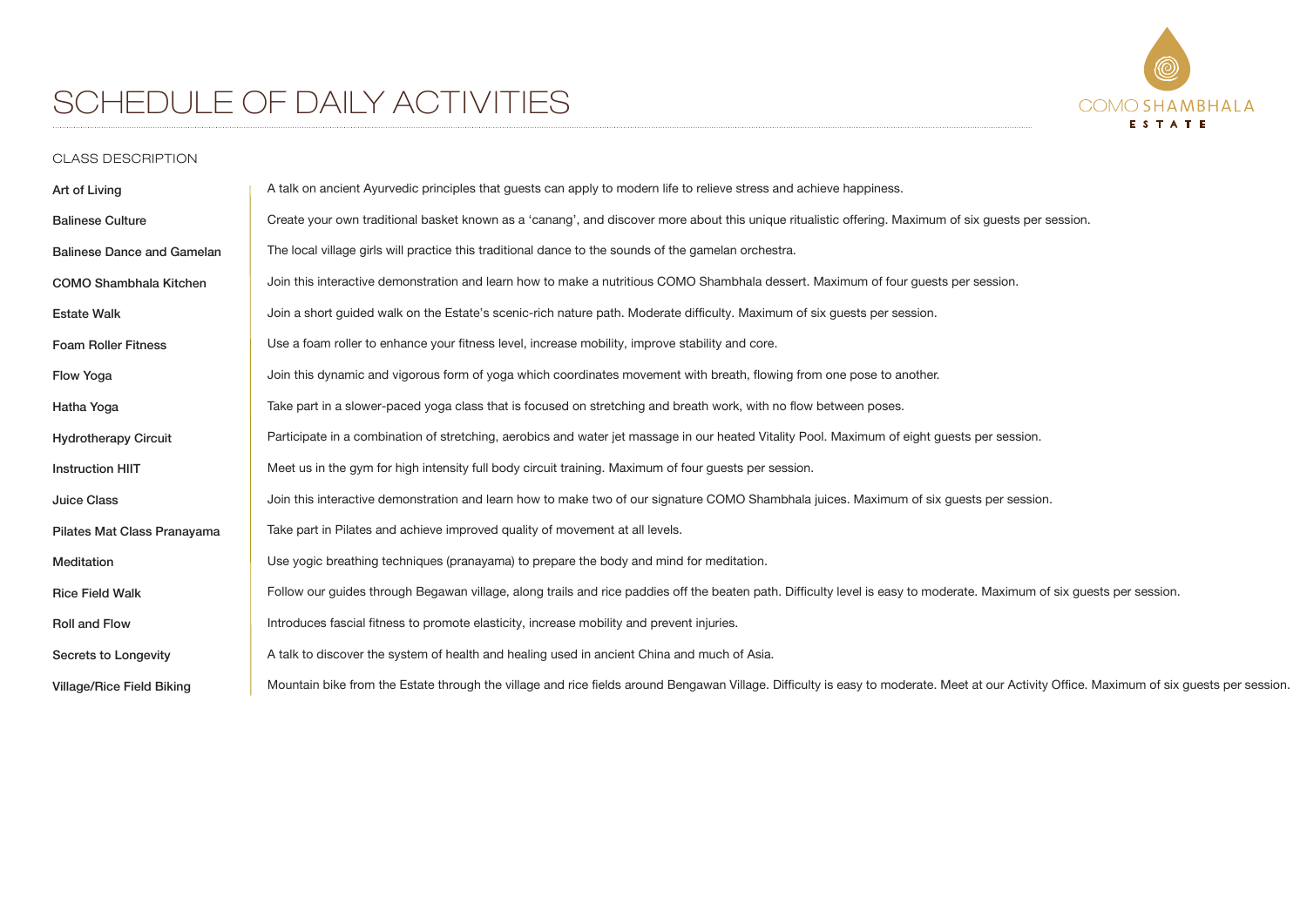# SCHEDULE OF DAILY ACTIVITIES

COMO SHAMBHALA ESTATE

## CLASS DESCRIPTION

| | |
|---|---|
| **Art of Living** | A talk on ancient Ayurvedic principles that guests can apply to modern life to relieve stress and achieve happiness. |
| **Balinese Culture** | Create your own traditional basket known as a 'canang', and discover more about this unique ritualistic offering. Maximum of six guests per session. |
| **Balinese Dance and Gamelan** | The local village girls will practice this traditional dance to the sounds of the gamelan orchestra. |
| **COMO Shambhala Kitchen** | Join this interactive demonstration and learn how to make a nutritious COMO Shambhala dessert. Maximum of four guests per session. |
| **Estate Walk** | Join a short guided walk on the Estate's scenic-rich nature path. Moderate difficulty. Maximum of six guests per session. |
| **Foam Roller Fitness** | Use a foam roller to enhance your fitness level, increase mobility, improve stability and core. |
| **Flow Yoga** | Join this dynamic and vigorous form of yoga which coordinates movement with breath, flowing from one pose to another. |
| **Hatha Yoga** | Take part in a slower-paced yoga class that is focused on stretching and breath work, with no flow between poses. |
| **Hydrotherapy Circuit** | Participate in a combination of stretching, aerobics and water jet massage in our heated Vitality Pool. Maximum of eight guests per session. |
| **Instruction HIIT** | Meet us in the gym for high intensity full body circuit training. Maximum of four guests per session. |
| **Juice Class** | Join this interactive demonstration and learn how to make two of our signature COMO Shambhala juices. Maximum of six guests per session. |
| **Pilates Mat Class Pranayama** | Take part in Pilates and achieve improved quality of movement at all levels. |
| **Meditation** | Use yogic breathing techniques (pranayama) to prepare the body and mind for meditation. |
| **Rice Field Walk** | Follow our guides through Begawan village, along trails and rice paddies off the beaten path. Difficulty level is easy to moderate. Maximum of six guests per session. |
| **Roll and Flow** | Introduces fascial fitness to promote elasticity, increase mobility and prevent injuries. |
| **Secrets to Longevity** | A talk to discover the system of health and healing used in ancient China and much of Asia. |
| **Village/Rice Field Biking** | Mountain bike from the Estate through the village and rice fields around Bengawan Village. Difficulty is easy to moderate. Meet at our Activity Office. Maximum of six guests per session. |